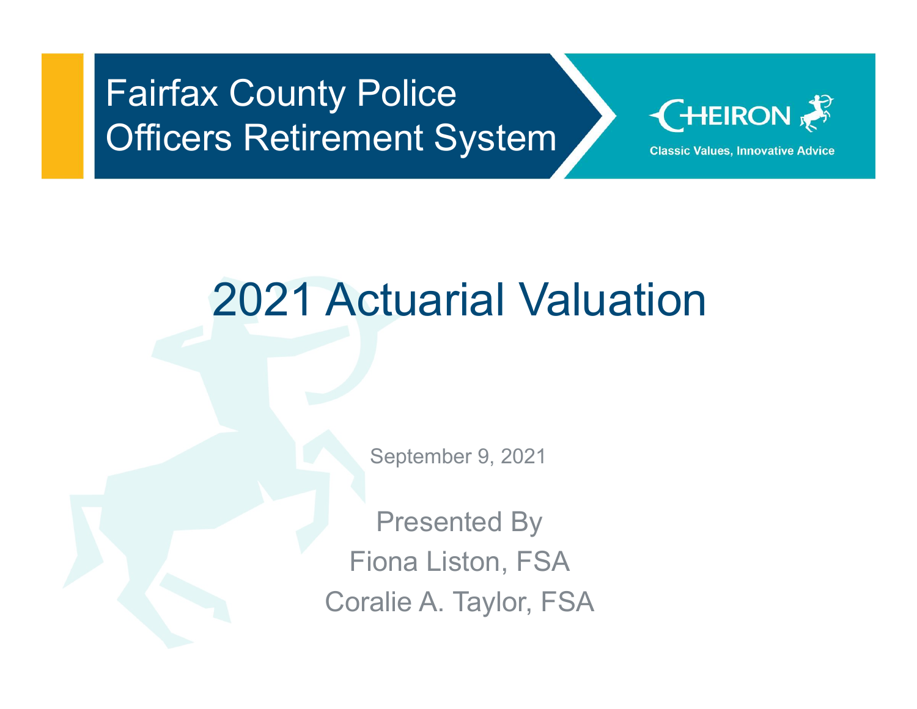# Fairfax County Police Officers Retirement System

CHEIRON

Classic Values, Innovative Advice

## 2021 Actuarial Valuation

September 9, 2021

Presented By

Fiona Liston, FSA

Coralie A. Taylor, FSA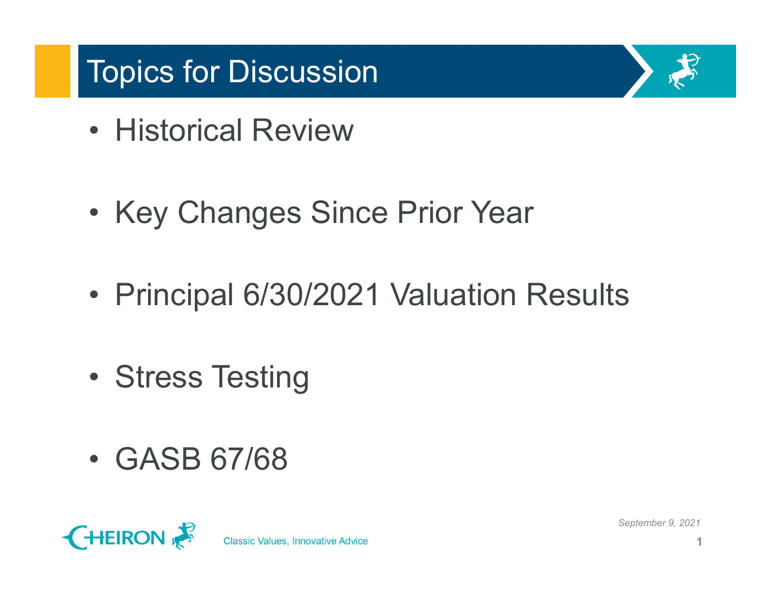# Topics for Discussion

- Historical Review
- Key Changes Since Prior Year
- Principal 6/30/2021 Valuation Results
- Stress Testing
- GASB 67/68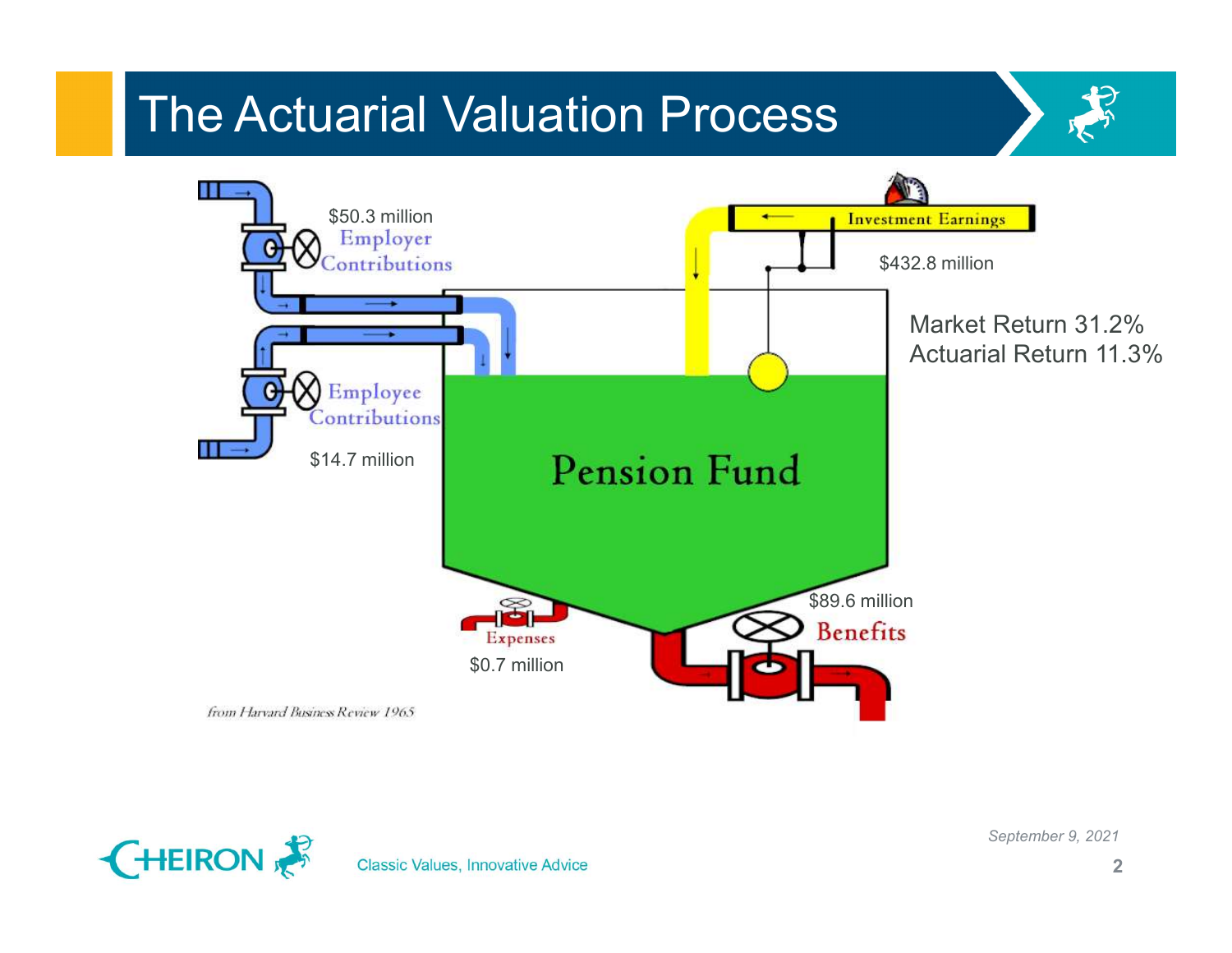# The Actuarial Valuation Process

$50.3 million
Employer Contributions

Employee Contributions
$14.7 million

Investment Earnings
$432.8 million

Market Return 31.2%
Actuarial Return 11.3%

Pension Fund

Expenses
$0.7 million

$89.6 million
Benefits

*from Harvard Business Review 1965*

September 9, 2021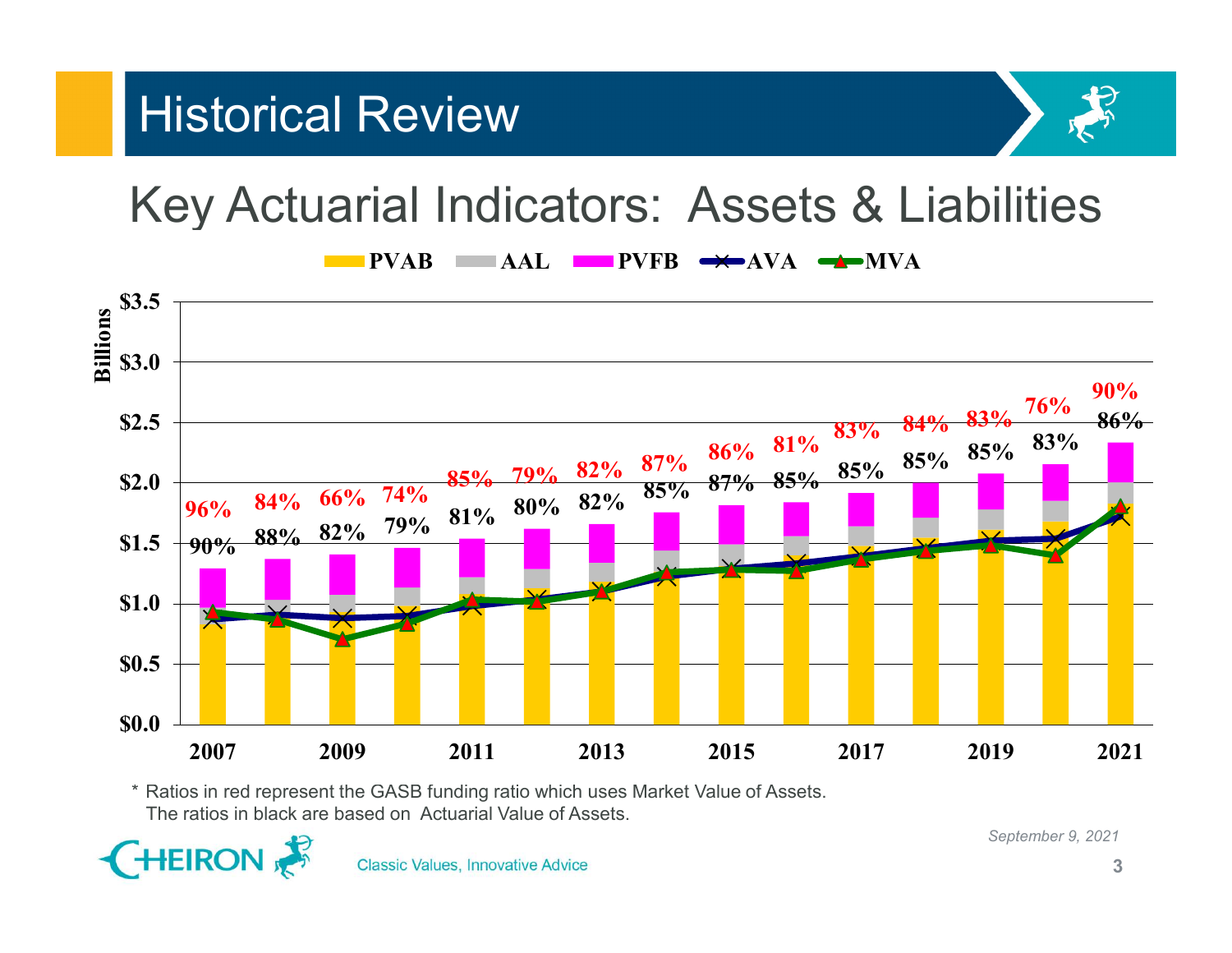# Historical Review

## Key Actuarial Indicators: Assets & Liabilities

PVAB | AAL | PVFB | AVA | MVA

| Year | GASB funding ratio (MVA) | Funding ratio (AVA) |
|---|---|---|
| 2007 | 96% | 90% |
| 2008 | 84% | 88% |
| 2009 | 66% | 82% |
| 2010 | 74% | 79% |
| 2011 | 85% | 81% |
| 2012 | 79% | 80% |
| 2013 | 82% | 82% |
| 2014 | 87% | 85% |
| 2015 | 86% | 87% |
| 2016 | 81% | 85% |
| 2017 | 83% | 85% |
| 2018 | 84% | 85% |
| 2019 | 83% | 85% |
| 2020 | 76% | 83% |
| 2021 | 90% | 86% |

\* Ratios in red represent the GASB funding ratio which uses Market Value of Assets.
The ratios in black are based on Actuarial Value of Assets.

*September 9, 2021*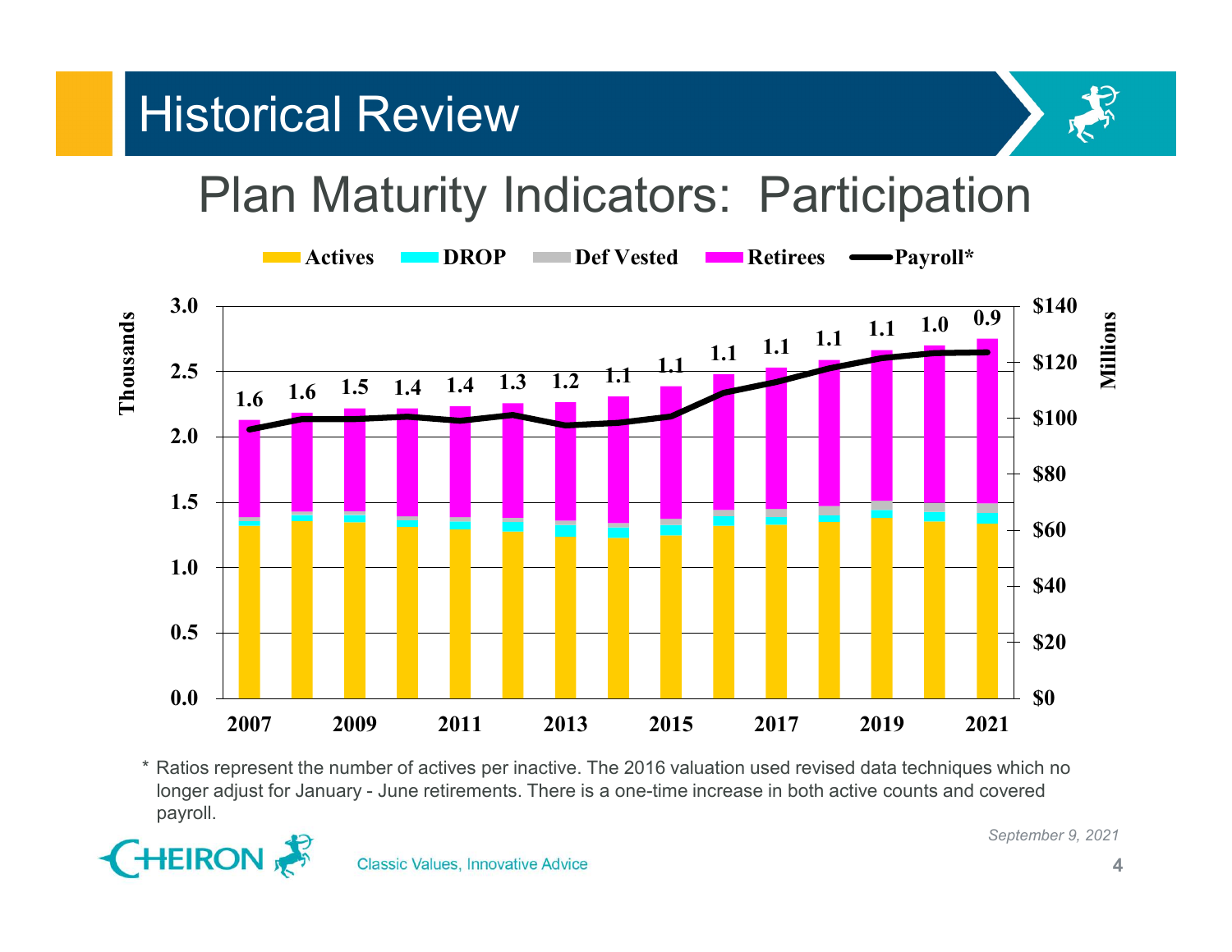# Historical Review

## Plan Maturity Indicators: Participation

Actives | DROP | Def Vested | Retirees | Payroll*

| Year | Ratio |
|---|---|
| 2007 | 1.6 |
| 2008 | 1.6 |
| 2009 | 1.5 |
| 2010 | 1.4 |
| 2011 | 1.4 |
| 2012 | 1.3 |
| 2013 | 1.2 |
| 2014 | 1.1 |
| 2015 | 1.1 |
| 2016 | 1.1 |
| 2017 | 1.1 |
| 2018 | 1.1 |
| 2019 | 1.1 |
| 2020 | 1.0 |
| 2021 | 0.9 |

\* Ratios represent the number of actives per inactive. The 2016 valuation used revised data techniques which no longer adjust for January - June retirements. There is a one-time increase in both active counts and covered payroll.

*September 9, 2021*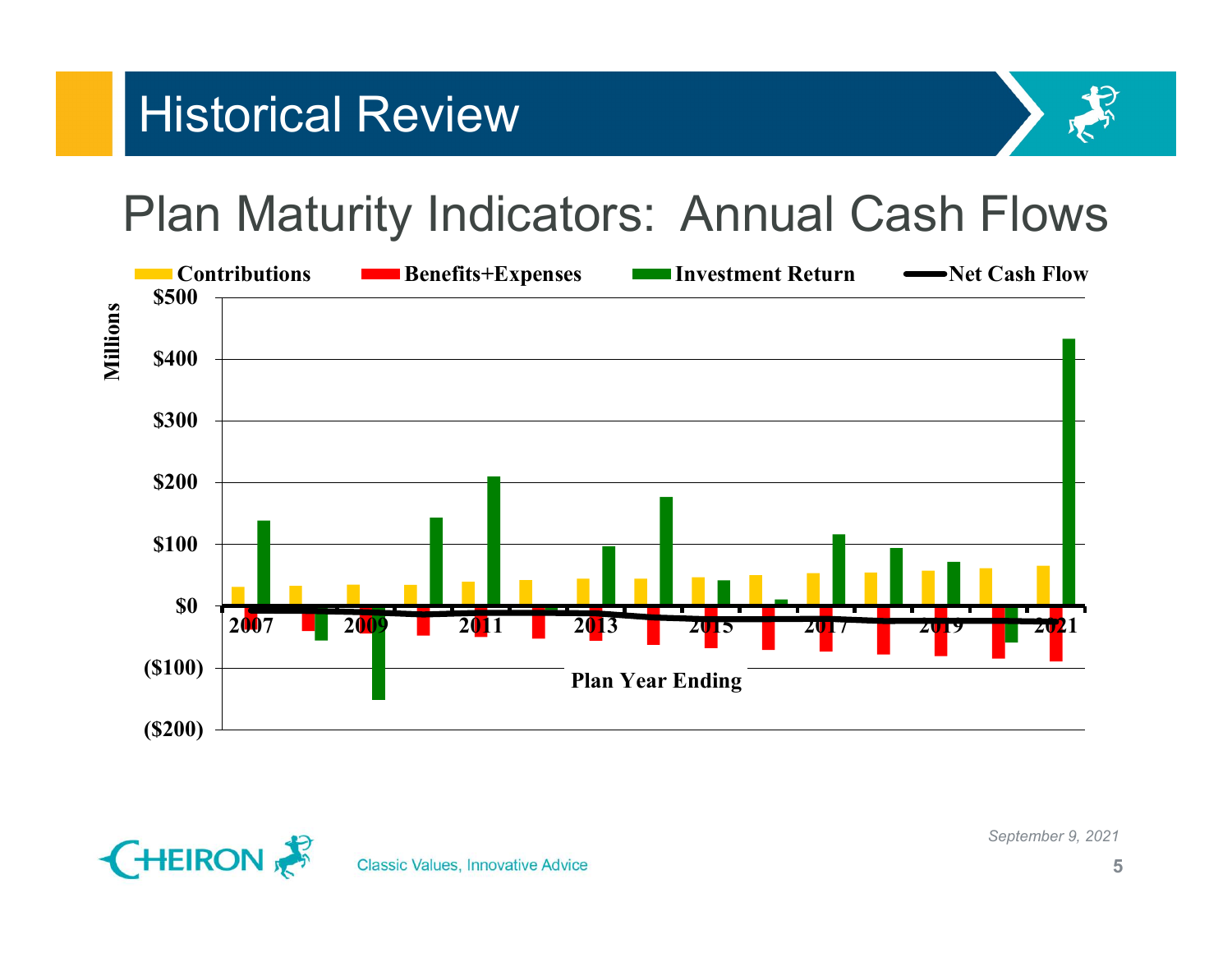# Historical Review

## Plan Maturity Indicators: Annual Cash Flows

Contributions | Benefits+Expenses | Investment Return | Net Cash Flow

Millions

$500
$400
$300
$200
$100
$0
($100)
($200)

2007 2009 2011 2013 2015 2017 2019 2021

Plan Year Ending

*September 9, 2021*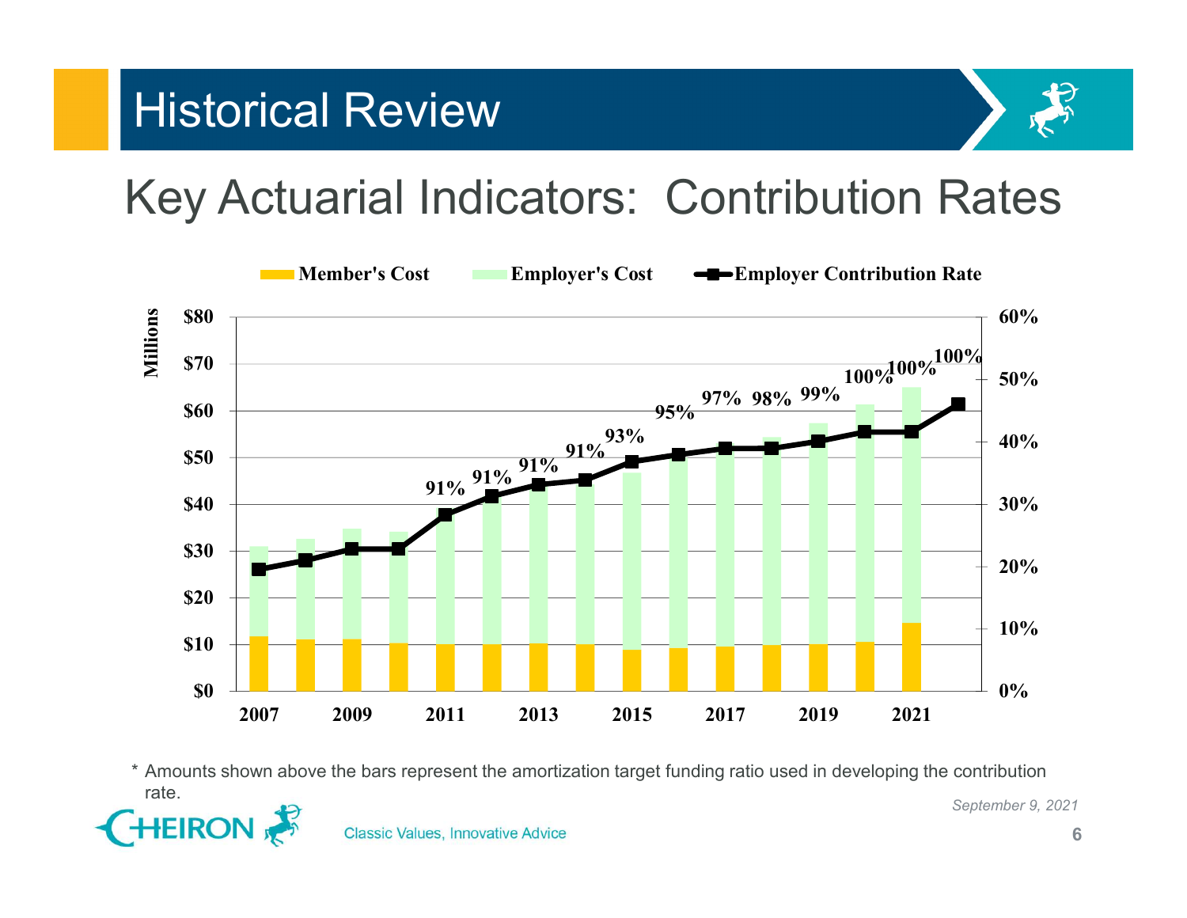# Historical Review

## Key Actuarial Indicators: Contribution Rates

Member's Cost | Employer's Cost | Employer Contribution Rate

| Year | Funding Ratio Target* |
|---|---|
| 2011 | 91% |
| 2012 | 91% |
| 2013 | 91% |
| 2014 | 91% |
| 2015 | 93% |
| 2016 | 95% |
| 2017 | 97% |
| 2018 | 98% |
| 2019 | 99% |
| 2020 | 100% |
| 2021 | 100% |
| 2022 | 100% |

\* Amounts shown above the bars represent the amortization target funding ratio used in developing the contribution rate.

*September 9, 2021*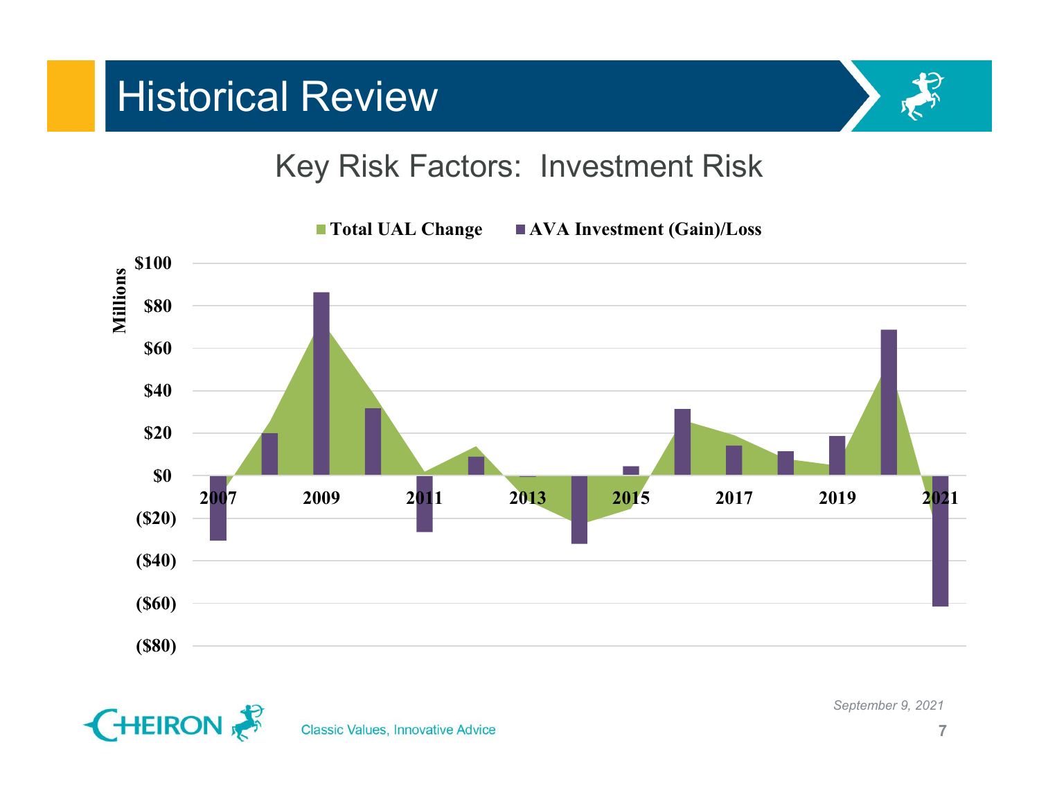# Historical Review

## Key Risk Factors: Investment Risk

■ Total UAL Change ■ AVA Investment (Gain)/Loss

Millions

$100
$80
$60
$40
$20
$0
($20)
($40)
($60)
($80)

2007 2009 2011 2013 2015 2017 2019 2021

*September 9, 2021*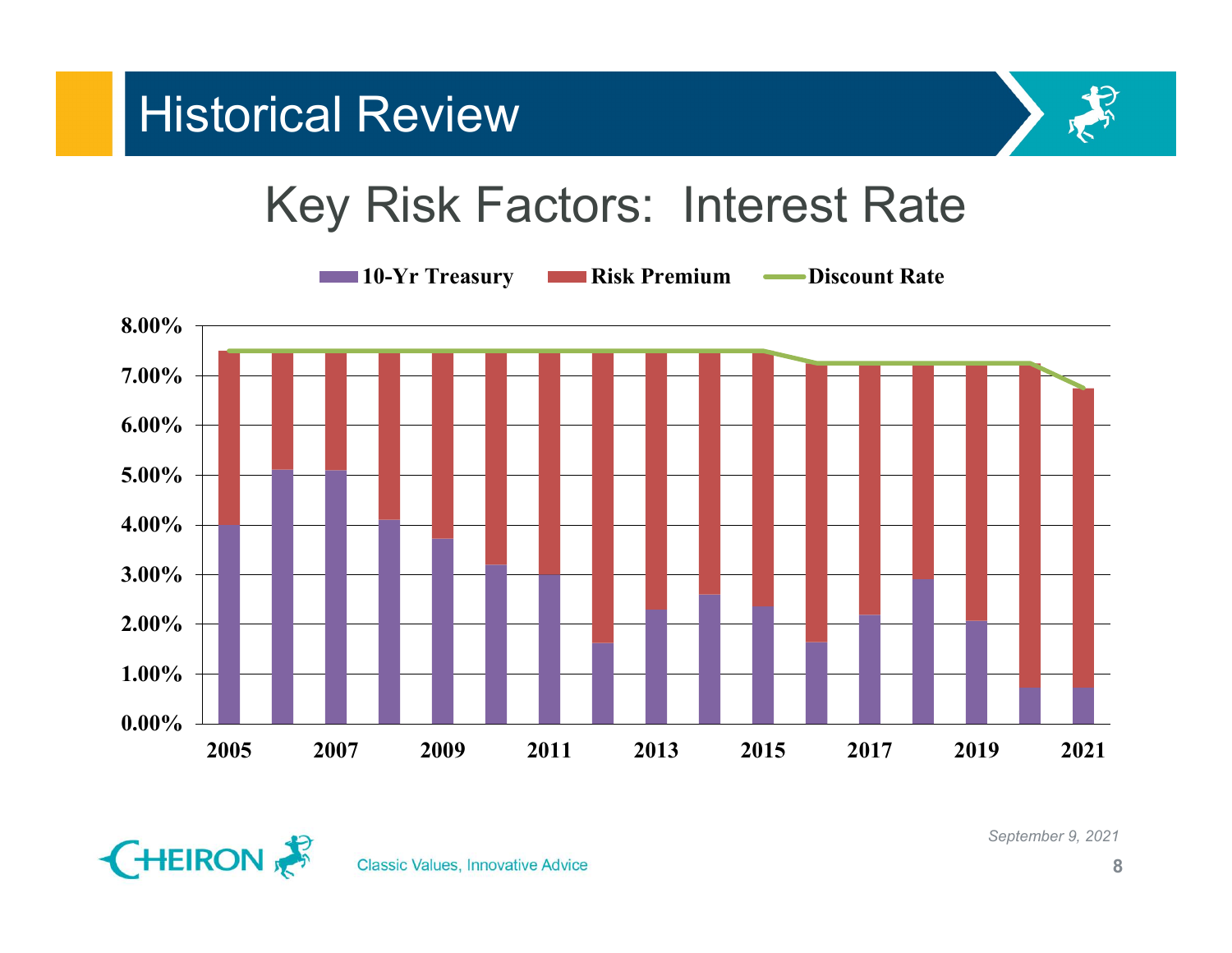# Historical Review

## Key Risk Factors: Interest Rate

10-Yr Treasury | Risk Premium | Discount Rate

8.00%
7.00%
6.00%
5.00%
4.00%
3.00%
2.00%
1.00%
0.00%

2005 2007 2009 2011 2013 2015 2017 2019 2021

*September 9, 2021*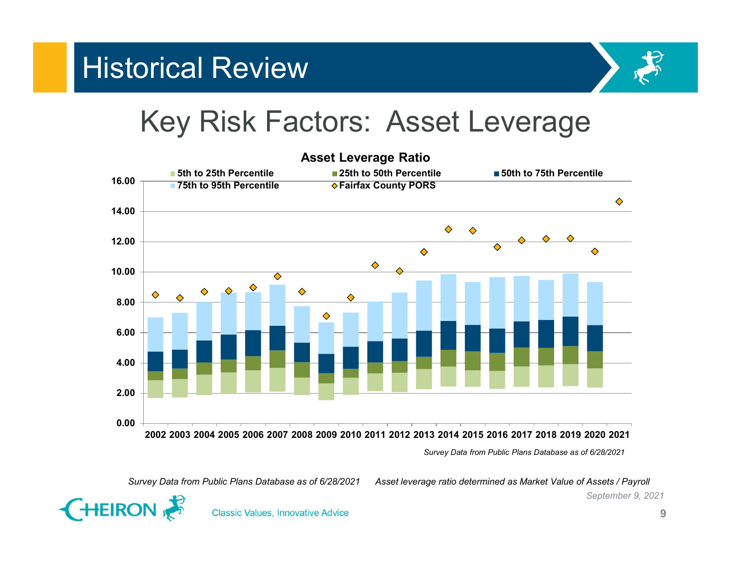# Historical Review

## Key Risk Factors: Asset Leverage

**Asset Leverage Ratio**

Legend: 5th to 25th Percentile; 25th to 50th Percentile; 50th to 75th Percentile; 75th to 95th Percentile; Fairfax County PORS

Y-axis: 0.00, 2.00, 4.00, 6.00, 8.00, 10.00, 12.00, 14.00, 16.00

X-axis: 2002 2003 2004 2005 2006 2007 2008 2009 2010 2011 2012 2013 2014 2015 2016 2017 2018 2019 2020 2021

*Survey Data from Public Plans Database as of 6/28/2021*

*Survey Data from Public Plans Database as of 6/28/2021* *Asset leverage ratio determined as Market Value of Assets / Payroll*

September 9, 2021

CHEIRON Classic Values, Innovative Advice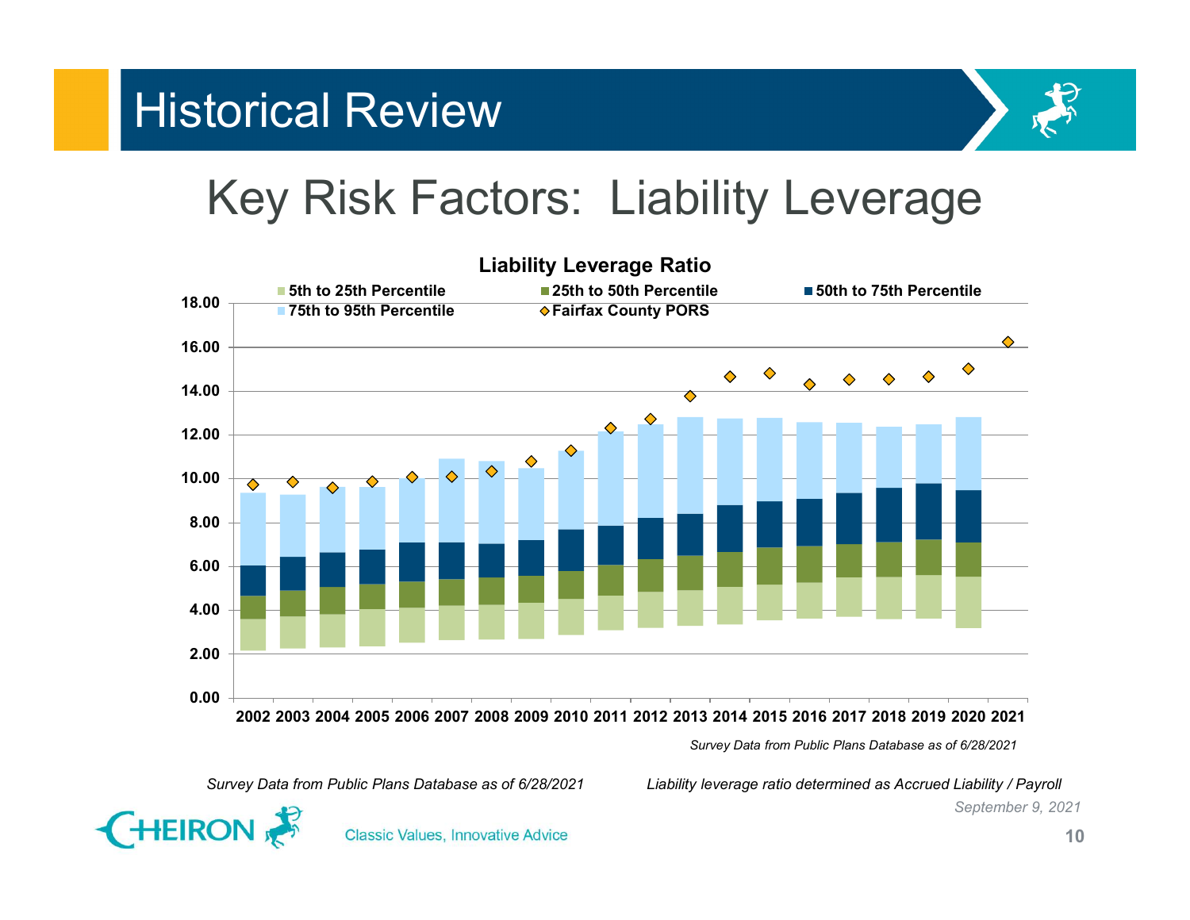# Historical Review

## Key Risk Factors: Liability Leverage

**Liability Leverage Ratio**

- 5th to 25th Percentile
- 25th to 50th Percentile
- 50th to 75th Percentile
- 75th to 95th Percentile
- Fairfax County PORS

*Survey Data from Public Plans Database as of 6/28/2021*

*Survey Data from Public Plans Database as of 6/28/2021*

*Liability leverage ratio determined as Accrued Liability / Payroll*

*September 9, 2021*

Classic Values, Innovative Advice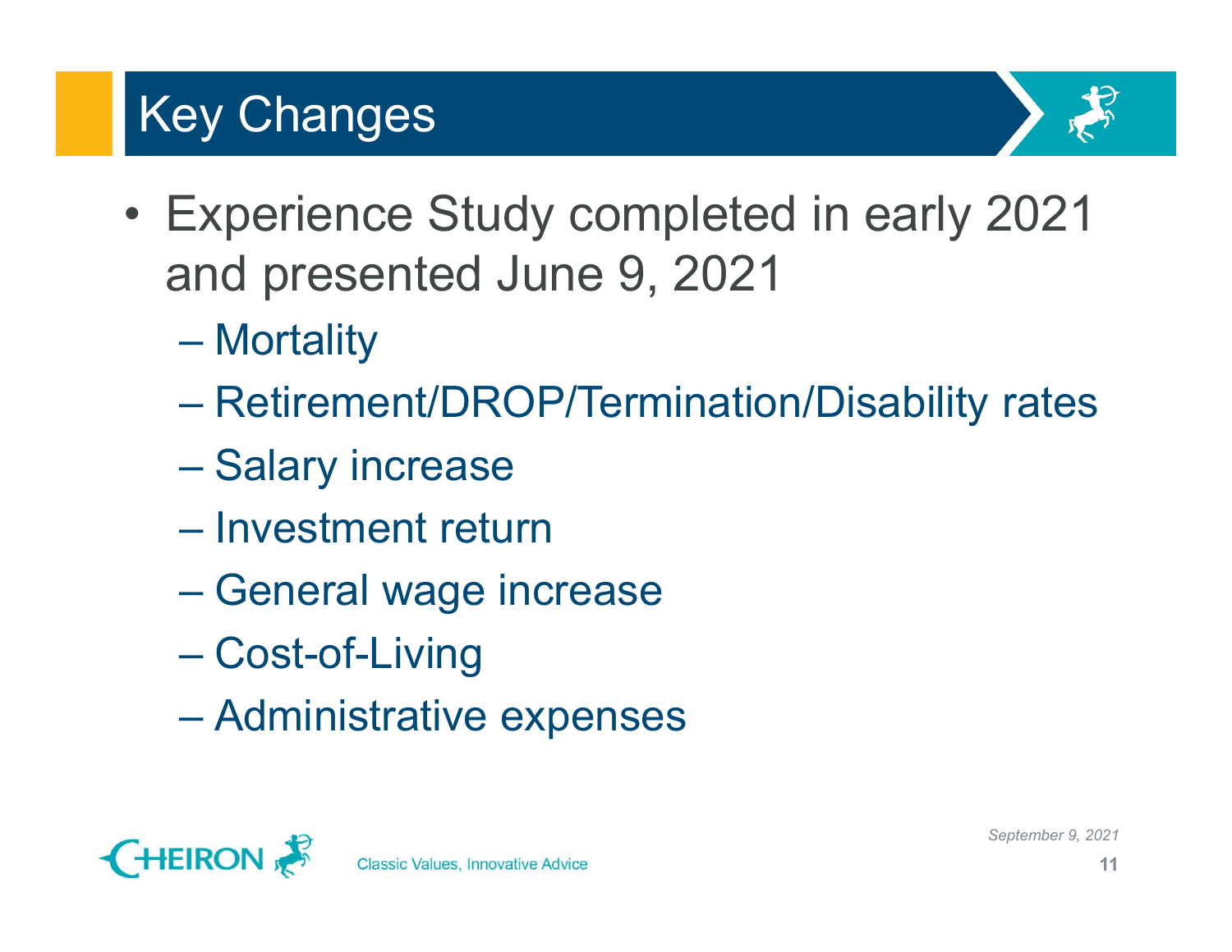# Key Changes

- Experience Study completed in early 2021 and presented June 9, 2021
  - Mortality
  - Retirement/DROP/Termination/Disability rates
  - Salary increase
  - Investment return
  - General wage increase
  - Cost-of-Living
  - Administrative expenses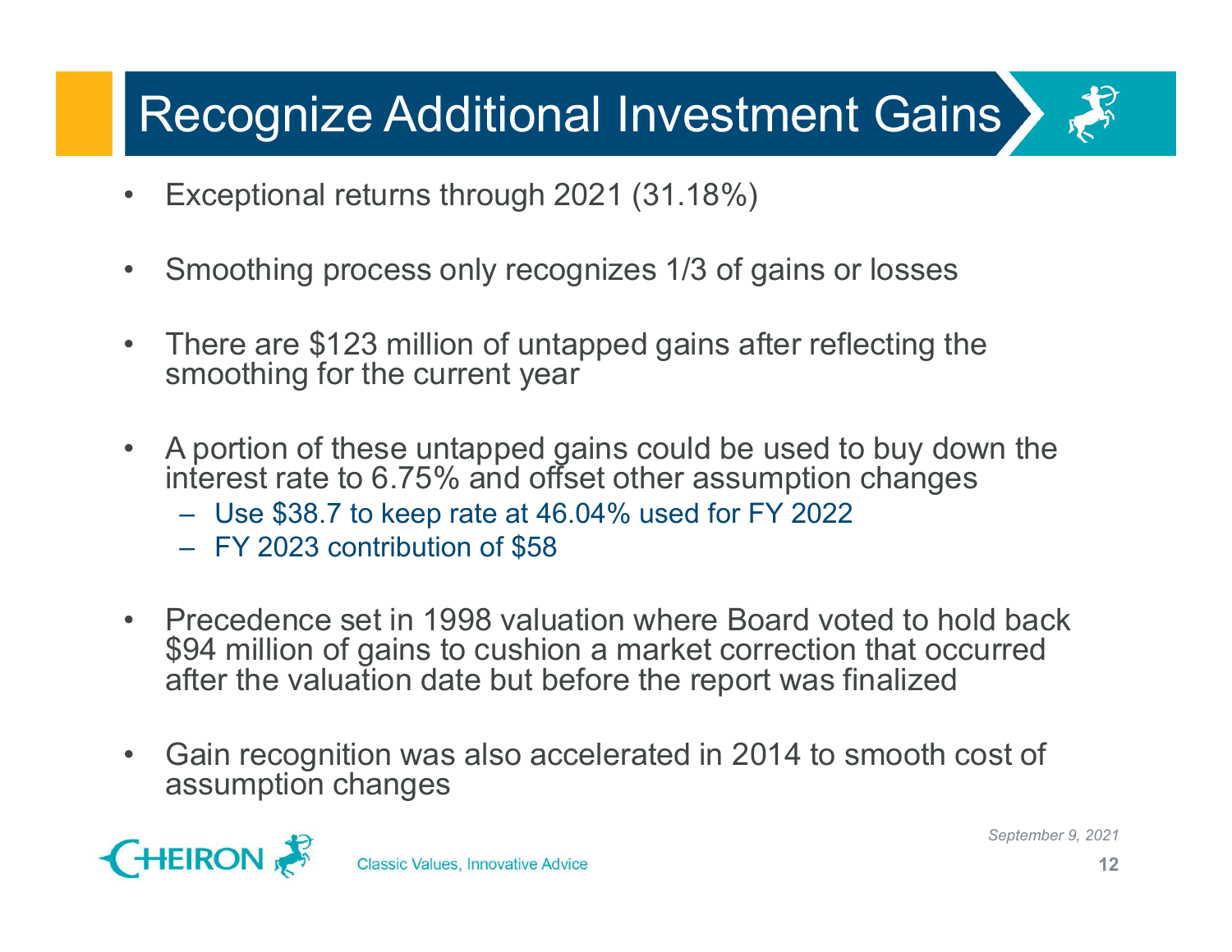# Recognize Additional Investment Gains

- Exceptional returns through 2021 (31.18%)
- Smoothing process only recognizes 1/3 of gains or losses
- There are $123 million of untapped gains after reflecting the smoothing for the current year
- A portion of these untapped gains could be used to buy down the interest rate to 6.75% and offset other assumption changes
  - Use $38.7 to keep rate at 46.04% used for FY 2022
  - FY 2023 contribution of $58
- Precedence set in 1998 valuation where Board voted to hold back $94 million of gains to cushion a market correction that occurred after the valuation date but before the report was finalized
- Gain recognition was also accelerated in 2014 to smooth cost of assumption changes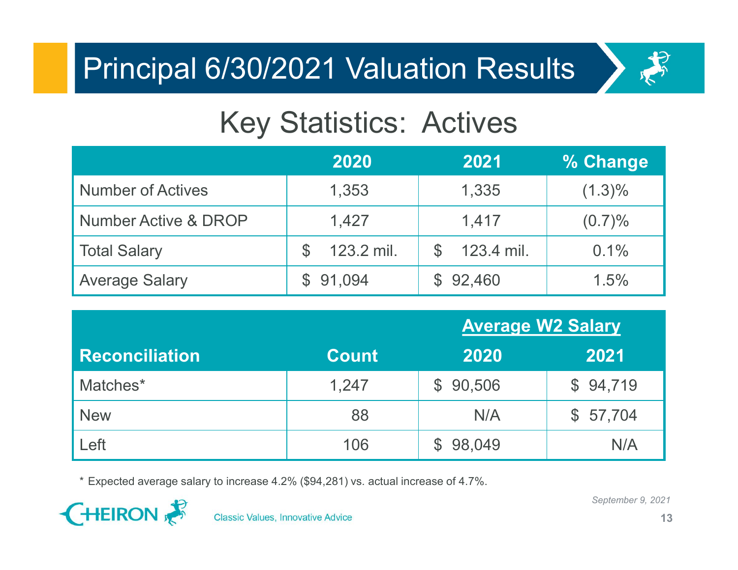# Principal 6/30/2021 Valuation Results

## Key Statistics: Actives

| | 2020 | 2021 | % Change |
|---|---|---|---|
| Number of Actives | 1,353 | 1,335 | (1.3)% |
| Number Active & DROP | 1,427 | 1,417 | (0.7)% |
| Total Salary | $ 123.2 mil. | $ 123.4 mil. | 0.1% |
| Average Salary | $ 91,094 | $ 92,460 | 1.5% |

| | | Average W2 Salary | |
|---|---|---|---|
| **Reconciliation** | **Count** | **2020** | **2021** |
| Matches* | 1,247 | $ 90,506 | $ 94,719 |
| New | 88 | N/A | $ 57,704 |
| Left | 106 | $ 98,049 | N/A |

\* Expected average salary to increase 4.2% ($94,281) vs. actual increase of 4.7%.

September 9, 2021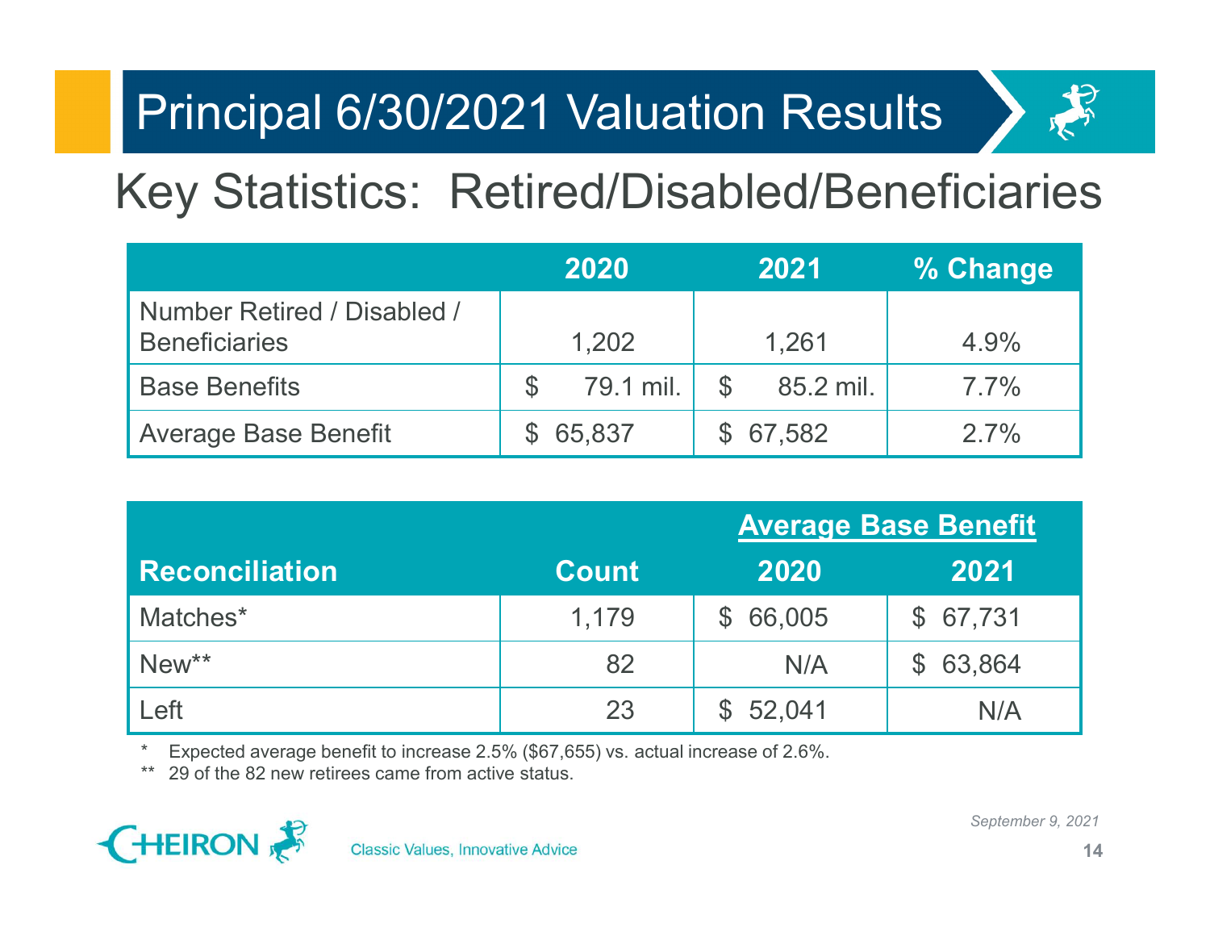# Principal 6/30/2021 Valuation Results

## Key Statistics: Retired/Disabled/Beneficiaries

| | 2020 | 2021 | % Change |
|---|---|---|---|
| Number Retired / Disabled / Beneficiaries | 1,202 | 1,261 | 4.9% |
| Base Benefits | $ 79.1 mil. | $ 85.2 mil. | 7.7% |
| Average Base Benefit | $ 65,837 | $ 67,582 | 2.7% |

| | | Average Base Benefit | |
|---|---|---|---|
| **Reconciliation** | **Count** | **2020** | **2021** |
| Matches* | 1,179 | $ 66,005 | $ 67,731 |
| New** | 82 | N/A | $ 63,864 |
| Left | 23 | $ 52,041 | N/A |

\* Expected average benefit to increase 2.5% ($67,655) vs. actual increase of 2.6%.

\*\* 29 of the 82 new retirees came from active status.

*September 9, 2021*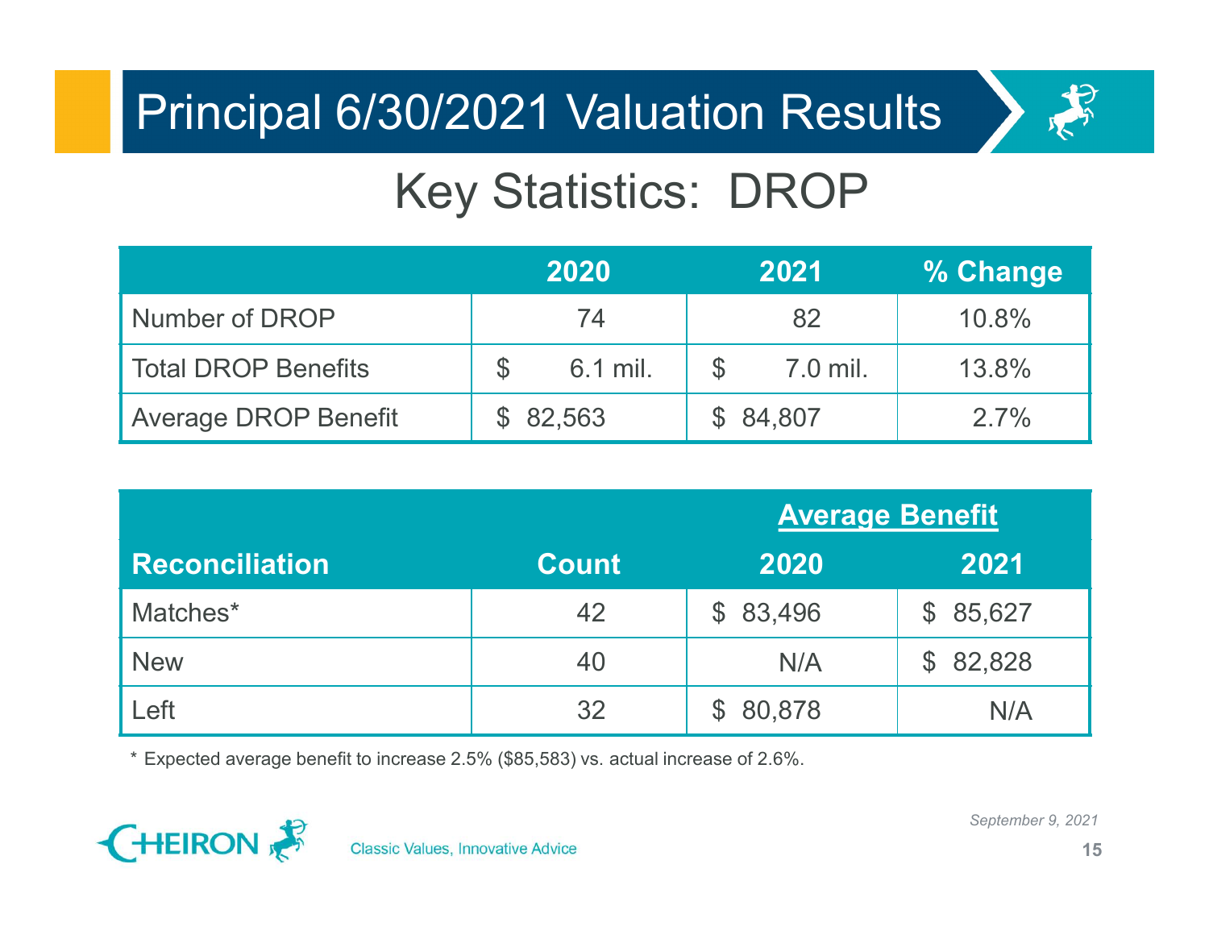# Principal 6/30/2021 Valuation Results

## Key Statistics: DROP

| | 2020 | 2021 | % Change |
|---|---|---|---|
| Number of DROP | 74 | 82 | 10.8% |
| Total DROP Benefits | $ 6.1 mil. | $ 7.0 mil. | 13.8% |
| Average DROP Benefit | $ 82,563 | $ 84,807 | 2.7% |

| | | Average Benefit | |
|---|---|---|---|
| **Reconciliation** | **Count** | **2020** | **2021** |
| Matches* | 42 | $ 83,496 | $ 85,627 |
| New | 40 | N/A | $ 82,828 |
| Left | 32 | $ 80,878 | N/A |

\* Expected average benefit to increase 2.5% ($85,583) vs. actual increase of 2.6%.

*September 9, 2021*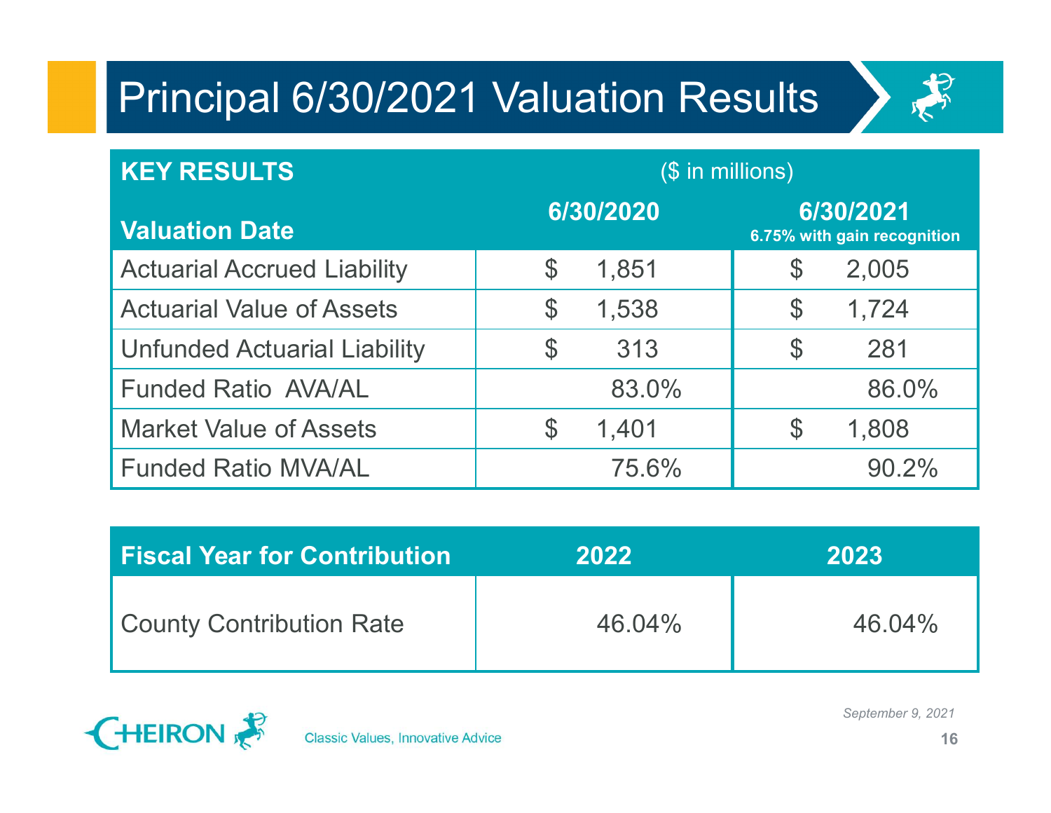# Principal 6/30/2021 Valuation Results

| KEY RESULTS<br>Valuation Date | ($ in millions)<br>6/30/2020 | 6/30/2021<br>6.75% with gain recognition |
|---|---|---|
| Actuarial Accrued Liability | $ 1,851 | $ 2,005 |
| Actuarial Value of Assets | $ 1,538 | $ 1,724 |
| Unfunded Actuarial Liability | $ 313 | $ 281 |
| Funded Ratio AVA/AL | 83.0% | 86.0% |
| Market Value of Assets | $ 1,401 | $ 1,808 |
| Funded Ratio MVA/AL | 75.6% | 90.2% |

| Fiscal Year for Contribution | 2022 | 2023 |
|---|---|---|
| County Contribution Rate | 46.04% | 46.04% |

*September 9, 2021*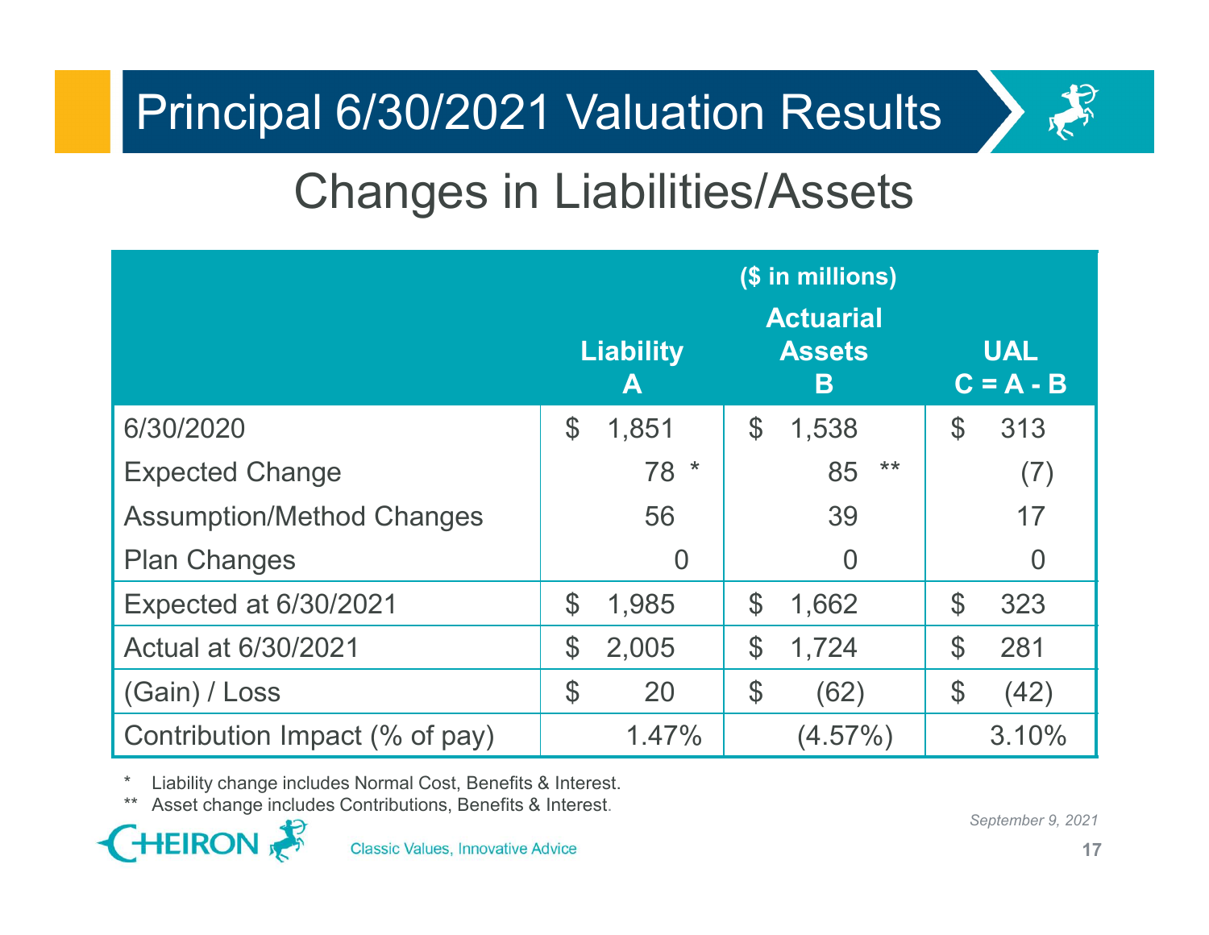# Principal 6/30/2021 Valuation Results

## Changes in Liabilities/Assets

| | Liability A | ($ in millions) Actuarial Assets B | UAL C = A - B |
|---|---|---|---|
| 6/30/2020 | $ 1,851 | $ 1,538 | $ 313 |
| Expected Change | 78 * | 85 ** | (7) |
| Assumption/Method Changes | 56 | 39 | 17 |
| Plan Changes | 0 | 0 | 0 |
| Expected at 6/30/2021 | $ 1,985 | $ 1,662 | $ 323 |
| Actual at 6/30/2021 | $ 2,005 | $ 1,724 | $ 281 |
| (Gain) / Loss | $ 20 | $ (62) | $ (42) |
| Contribution Impact (% of pay) | 1.47% | (4.57%) | 3.10% |

\* Liability change includes Normal Cost, Benefits & Interest.

\*\* Asset change includes Contributions, Benefits & Interest.

CHEIRON Classic Values, Innovative Advice

*September 9, 2021*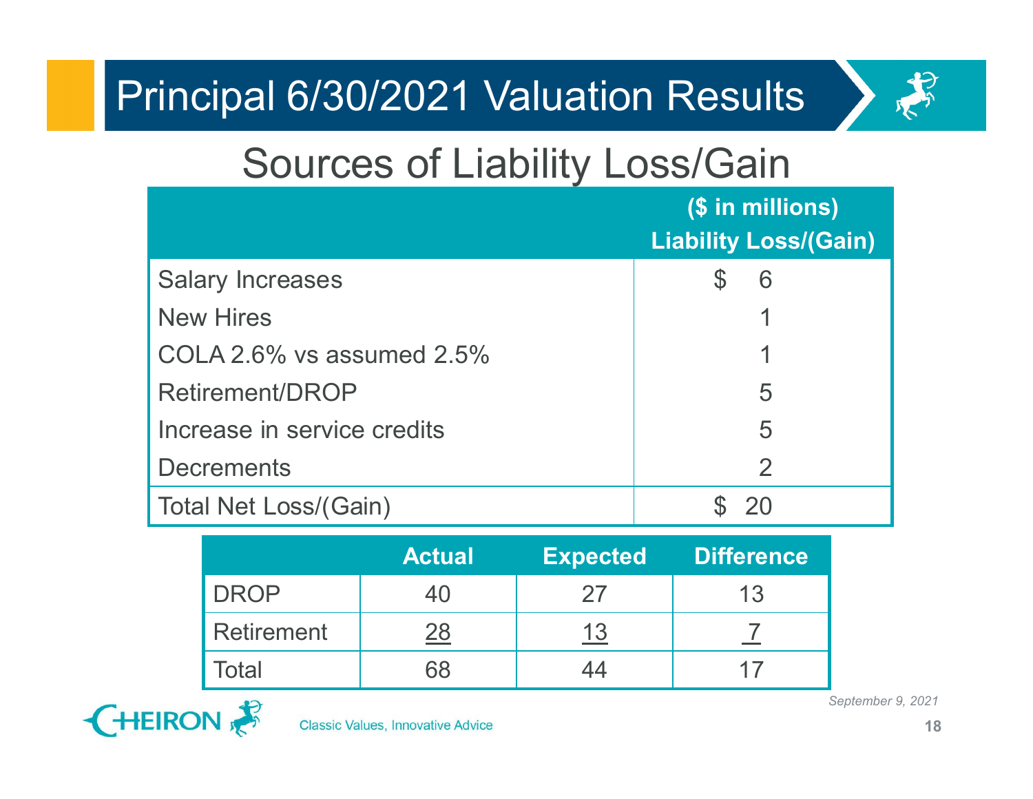# Principal 6/30/2021 Valuation Results

## Sources of Liability Loss/Gain

| | ($ in millions) Liability Loss/(Gain) |
|---|---|
| Salary Increases | $ 6 |
| New Hires | 1 |
| COLA 2.6% vs assumed 2.5% | 1 |
| Retirement/DROP | 5 |
| Increase in service credits | 5 |
| Decrements | 2 |
| Total Net Loss/(Gain) | $ 20 |

| | Actual | Expected | Difference |
|---|---|---|---|
| DROP | 40 | 27 | 13 |
| Retirement | 28 | 13 | 7 |
| Total | 68 | 44 | 17 |

September 9, 2021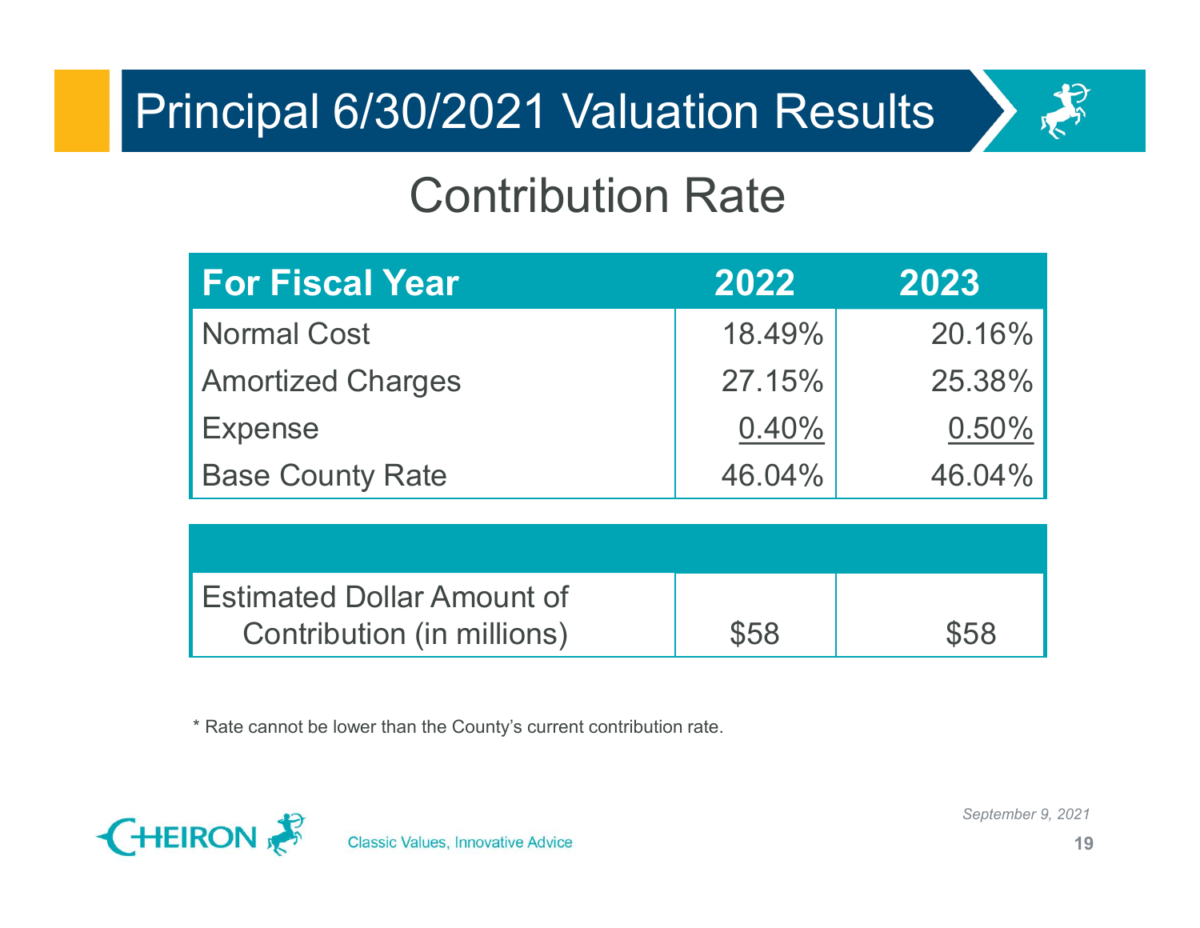# Principal 6/30/2021 Valuation Results

## Contribution Rate

| For Fiscal Year | 2022 | 2023 |
| --- | --- | --- |
| Normal Cost | 18.49% | 20.16% |
| Amortized Charges | 27.15% | 25.38% |
| Expense | 0.40% | 0.50% |
| Base County Rate | 46.04% | 46.04% |
| | | |
| Estimated Dollar Amount of Contribution (in millions) | $58 | $58 |

\* Rate cannot be lower than the County's current contribution rate.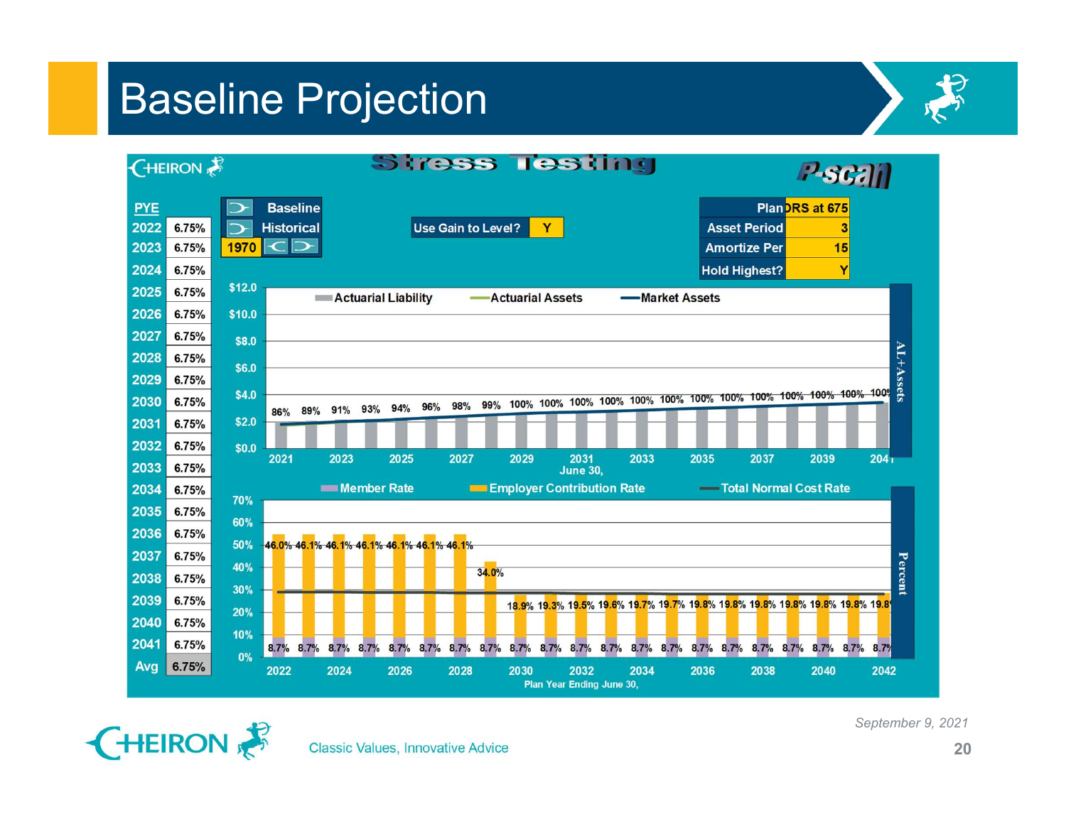# Baseline Projection

**Stress Testing** — P-scan

| PYE | |
|---|---|
| 2022 | 6.75% |
| 2023 | 6.75% |
| 2024 | 6.75% |
| 2025 | 6.75% |
| 2026 | 6.75% |
| 2027 | 6.75% |
| 2028 | 6.75% |
| 2029 | 6.75% |
| 2030 | 6.75% |
| 2031 | 6.75% |
| 2032 | 6.75% |
| 2033 | 6.75% |
| 2034 | 6.75% |
| 2035 | 6.75% |
| 2036 | 6.75% |
| 2037 | 6.75% |
| 2038 | 6.75% |
| 2039 | 6.75% |
| 2040 | 6.75% |
| 2041 | 6.75% |
| Avg | 6.75% |

Baseline | Historical | 1970

Use Gain to Level? Y

| | |
|---|---|
| Plan | DRS at 675 |
| Asset Period | 3 |
| Amortize Per | 15 |
| Hold Highest? | Y |

**AL+Assets** (Actuarial Liability, Actuarial Assets, Market Assets), June 30,

| Year | 2021 | 2022 | 2023 | 2024 | 2025 | 2026 | 2027 | 2028 | 2029 | 2030 | 2031 | 2032 | 2033 | 2034 | 2035 | 2036 | 2037 | 2038 | 2039 | 2040 | 2041 |
|---|---|---|---|---|---|---|---|---|---|---|---|---|---|---|---|---|---|---|---|---|---|
| Funded % | 86% | 89% | 91% | 93% | 94% | 96% | 98% | 99% | 100% | 100% | 100% | 100% | 100% | 100% | 100% | 100% | 100% | 100% | 100% | 100% | 100% |

**Percent** (Member Rate, Employer Contribution Rate, Total Normal Cost Rate), Plan Year Ending June 30,

| Year | 2022 | 2023 | 2024 | 2025 | 2026 | 2027 | 2028 | 2029 | 2030 | 2031 | 2032 | 2033 | 2034 | 2035 | 2036 | 2037 | 2038 | 2039 | 2040 | 2041 | 2042 |
|---|---|---|---|---|---|---|---|---|---|---|---|---|---|---|---|---|---|---|---|---|---|
| Employer Contribution Rate | 46.0% | 46.1% | 46.1% | 46.1% | 46.1% | 46.1% | 46.1% | 34.0% | 18.9% | 19.3% | 19.5% | 19.6% | 19.7% | 19.7% | 19.8% | 19.8% | 19.8% | 19.8% | 19.8% | 19.8% | 19.8% |
| Member Rate | 8.7% | 8.7% | 8.7% | 8.7% | 8.7% | 8.7% | 8.7% | 8.7% | 8.7% | 8.7% | 8.7% | 8.7% | 8.7% | 8.7% | 8.7% | 8.7% | 8.7% | 8.7% | 8.7% | 8.7% | 8.7% |

September 9, 2021

Classic Values, Innovative Advice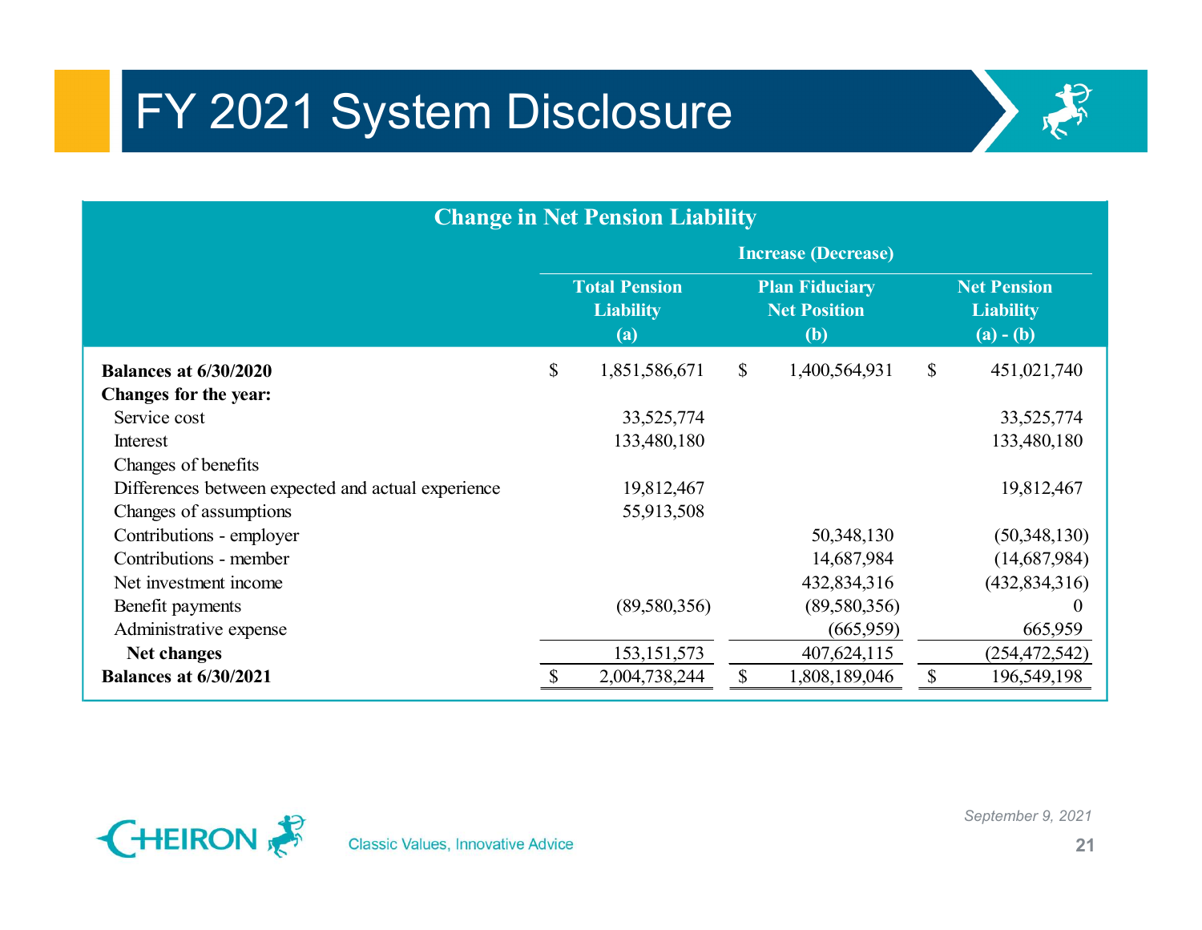# FY 2021 System Disclosure

| Change in Net Pension Liability | Increase (Decrease) | | |
|---|---|---|---|
| | **Total Pension Liability (a)** | **Plan Fiduciary Net Position (b)** | **Net Pension Liability (a) - (b)** |
| **Balances at 6/30/2020** | $ 1,851,586,671 | $ 1,400,564,931 | $ 451,021,740 |
| **Changes for the year:** | | | |
| Service cost | 33,525,774 | | 33,525,774 |
| Interest | 133,480,180 | | 133,480,180 |
| Changes of benefits | | | |
| Differences between expected and actual experience | 19,812,467 | | 19,812,467 |
| Changes of assumptions | 55,913,508 | | |
| Contributions - employer | | 50,348,130 | (50,348,130) |
| Contributions - member | | 14,687,984 | (14,687,984) |
| Net investment income | | 432,834,316 | (432,834,316) |
| Benefit payments | (89,580,356) | (89,580,356) | 0 |
| Administrative expense | | (665,959) | 665,959 |
| **Net changes** | 153,151,573 | 407,624,115 | (254,472,542) |
| **Balances at 6/30/2021** | $ 2,004,738,244 | $ 1,808,189,046 | $ 196,549,198 |

Classic Values, Innovative Advice

*September 9, 2021*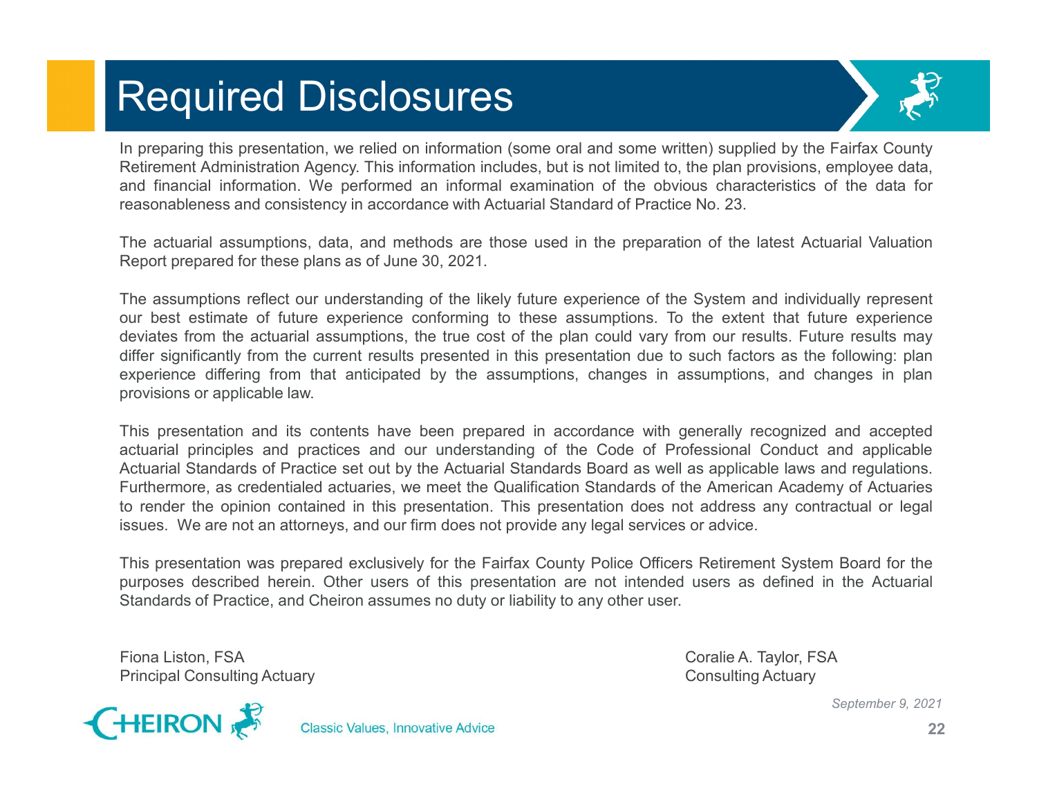# Required Disclosures

In preparing this presentation, we relied on information (some oral and some written) supplied by the Fairfax County Retirement Administration Agency. This information includes, but is not limited to, the plan provisions, employee data, and financial information. We performed an informal examination of the obvious characteristics of the data for reasonableness and consistency in accordance with Actuarial Standard of Practice No. 23.

The actuarial assumptions, data, and methods are those used in the preparation of the latest Actuarial Valuation Report prepared for these plans as of June 30, 2021.

The assumptions reflect our understanding of the likely future experience of the System and individually represent our best estimate of future experience conforming to these assumptions. To the extent that future experience deviates from the actuarial assumptions, the true cost of the plan could vary from our results. Future results may differ significantly from the current results presented in this presentation due to such factors as the following: plan experience differing from that anticipated by the assumptions, changes in assumptions, and changes in plan provisions or applicable law.

This presentation and its contents have been prepared in accordance with generally recognized and accepted actuarial principles and practices and our understanding of the Code of Professional Conduct and applicable Actuarial Standards of Practice set out by the Actuarial Standards Board as well as applicable laws and regulations. Furthermore, as credentialed actuaries, we meet the Qualification Standards of the American Academy of Actuaries to render the opinion contained in this presentation. This presentation does not address any contractual or legal issues. We are not an attorneys, and our firm does not provide any legal services or advice.

This presentation was prepared exclusively for the Fairfax County Police Officers Retirement System Board for the purposes described herein. Other users of this presentation are not intended users as defined in the Actuarial Standards of Practice, and Cheiron assumes no duty or liability to any other user.

Fiona Liston, FSA
Principal Consulting Actuary

Coralie A. Taylor, FSA
Consulting Actuary

*September 9, 2021*